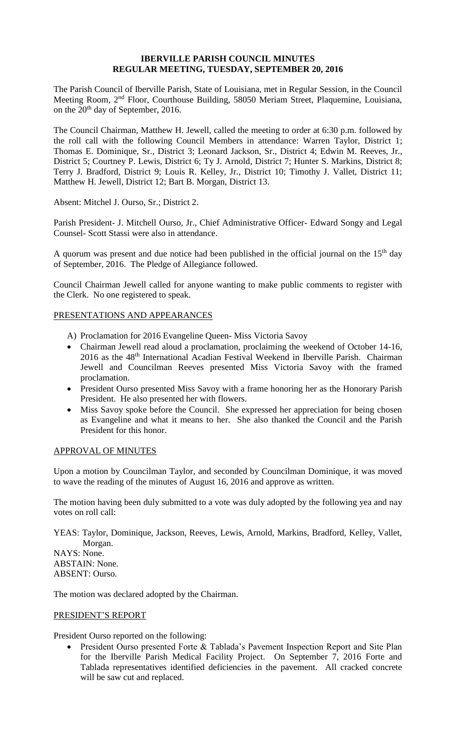# IBERVILLE PARISH COUNCIL MINUTES
## REGULAR MEETING, TUESDAY, SEPTEMBER 20, 2016

The Parish Council of Iberville Parish, State of Louisiana, met in Regular Session, in the Council Meeting Room, 2nd Floor, Courthouse Building, 58050 Meriam Street, Plaquemine, Louisiana, on the 20th day of September, 2016.

The Council Chairman, Matthew H. Jewell, called the meeting to order at 6:30 p.m. followed by the roll call with the following Council Members in attendance: Warren Taylor, District 1; Thomas E. Dominique, Sr., District 3; Leonard Jackson, Sr., District 4; Edwin M. Reeves, Jr., District 5; Courtney P. Lewis, District 6; Ty J. Arnold, District 7; Hunter S. Markins, District 8; Terry J. Bradford, District 9; Louis R. Kelley, Jr., District 10; Timothy J. Vallet, District 11; Matthew H. Jewell, District 12; Bart B. Morgan, District 13.

Absent: Mitchel J. Ourso, Sr.; District 2.

Parish President- J. Mitchell Ourso, Jr., Chief Administrative Officer- Edward Songy and Legal Counsel- Scott Stassi were also in attendance.

A quorum was present and due notice had been published in the official journal on the 15th day of September, 2016. The Pledge of Allegiance followed.

Council Chairman Jewell called for anyone wanting to make public comments to register with the Clerk. No one registered to speak.

PRESENTATIONS AND APPEARANCES

A) Proclamation for 2016 Evangeline Queen- Miss Victoria Savoy

- Chairman Jewell read aloud a proclamation, proclaiming the weekend of October 14-16, 2016 as the 48th International Acadian Festival Weekend in Iberville Parish. Chairman Jewell and Councilman Reeves presented Miss Victoria Savoy with the framed proclamation.
- President Ourso presented Miss Savoy with a frame honoring her as the Honorary Parish President. He also presented her with flowers.
- Miss Savoy spoke before the Council. She expressed her appreciation for being chosen as Evangeline and what it means to her. She also thanked the Council and the Parish President for this honor.

APPROVAL OF MINUTES

Upon a motion by Councilman Taylor, and seconded by Councilman Dominique, it was moved to wave the reading of the minutes of August 16, 2016 and approve as written.

The motion having been duly submitted to a vote was duly adopted by the following yea and nay votes on roll call:

YEAS: Taylor, Dominique, Jackson, Reeves, Lewis, Arnold, Markins, Bradford, Kelley, Vallet, Morgan.
NAYS: None.
ABSTAIN: None.
ABSENT: Ourso.

The motion was declared adopted by the Chairman.

PRESIDENT'S REPORT

President Ourso reported on the following:

- President Ourso presented Forte & Tablada's Pavement Inspection Report and Site Plan for the Iberville Parish Medical Facility Project. On September 7, 2016 Forte and Tablada representatives identified deficiencies in the pavement. All cracked concrete will be saw cut and replaced.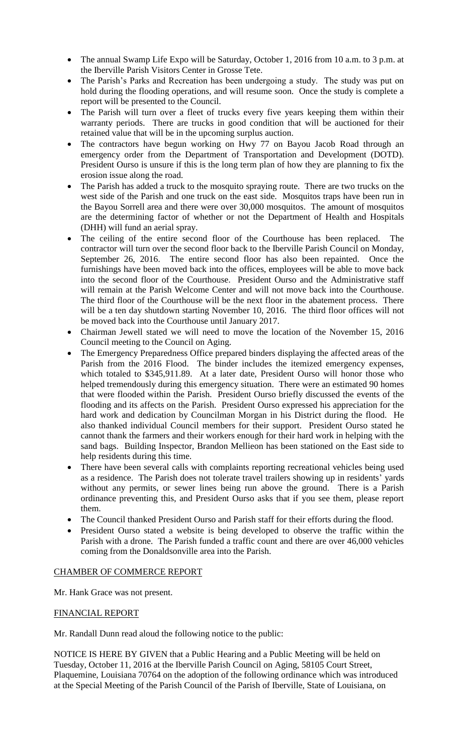- The annual Swamp Life Expo will be Saturday, October 1, 2016 from 10 a.m. to 3 p.m. at the Iberville Parish Visitors Center in Grosse Tete.
- The Parish's Parks and Recreation has been undergoing a study. The study was put on hold during the flooding operations, and will resume soon. Once the study is complete a report will be presented to the Council.
- The Parish will turn over a fleet of trucks every five years keeping them within their warranty periods. There are trucks in good condition that will be auctioned for their retained value that will be in the upcoming surplus auction.
- The contractors have begun working on Hwy 77 on Bayou Jacob Road through an emergency order from the Department of Transportation and Development (DOTD). President Ourso is unsure if this is the long term plan of how they are planning to fix the erosion issue along the road.
- The Parish has added a truck to the mosquito spraying route. There are two trucks on the west side of the Parish and one truck on the east side. Mosquitos traps have been run in the Bayou Sorrell area and there were over 30,000 mosquitos. The amount of mosquitos are the determining factor of whether or not the Department of Health and Hospitals (DHH) will fund an aerial spray.
- The ceiling of the entire second floor of the Courthouse has been replaced. The contractor will turn over the second floor back to the Iberville Parish Council on Monday, September 26, 2016. The entire second floor has also been repainted. Once the furnishings have been moved back into the offices, employees will be able to move back into the second floor of the Courthouse. President Ourso and the Administrative staff will remain at the Parish Welcome Center and will not move back into the Courthouse. The third floor of the Courthouse will be the next floor in the abatement process. There will be a ten day shutdown starting November 10, 2016. The third floor offices will not be moved back into the Courthouse until January 2017.
- Chairman Jewell stated we will need to move the location of the November 15, 2016 Council meeting to the Council on Aging.
- The Emergency Preparedness Office prepared binders displaying the affected areas of the Parish from the 2016 Flood. The binder includes the itemized emergency expenses, which totaled to $345,911.89. At a later date, President Ourso will honor those who helped tremendously during this emergency situation. There were an estimated 90 homes that were flooded within the Parish. President Ourso briefly discussed the events of the flooding and its affects on the Parish. President Ourso expressed his appreciation for the hard work and dedication by Councilman Morgan in his District during the flood. He also thanked individual Council members for their support. President Ourso stated he cannot thank the farmers and their workers enough for their hard work in helping with the sand bags. Building Inspector, Brandon Mellieon has been stationed on the East side to help residents during this time.
- There have been several calls with complaints reporting recreational vehicles being used as a residence. The Parish does not tolerate travel trailers showing up in residents' yards without any permits, or sewer lines being run above the ground. There is a Parish ordinance preventing this, and President Ourso asks that if you see them, please report them.
- The Council thanked President Ourso and Parish staff for their efforts during the flood.
- President Ourso stated a website is being developed to observe the traffic within the Parish with a drone. The Parish funded a traffic count and there are over 46,000 vehicles coming from the Donaldsonville area into the Parish.

CHAMBER OF COMMERCE REPORT

Mr. Hank Grace was not present.

FINANCIAL REPORT

Mr. Randall Dunn read aloud the following notice to the public:

NOTICE IS HERE BY GIVEN that a Public Hearing and a Public Meeting will be held on Tuesday, October 11, 2016 at the Iberville Parish Council on Aging, 58105 Court Street, Plaquemine, Louisiana 70764 on the adoption of the following ordinance which was introduced at the Special Meeting of the Parish Council of the Parish of Iberville, State of Louisiana, on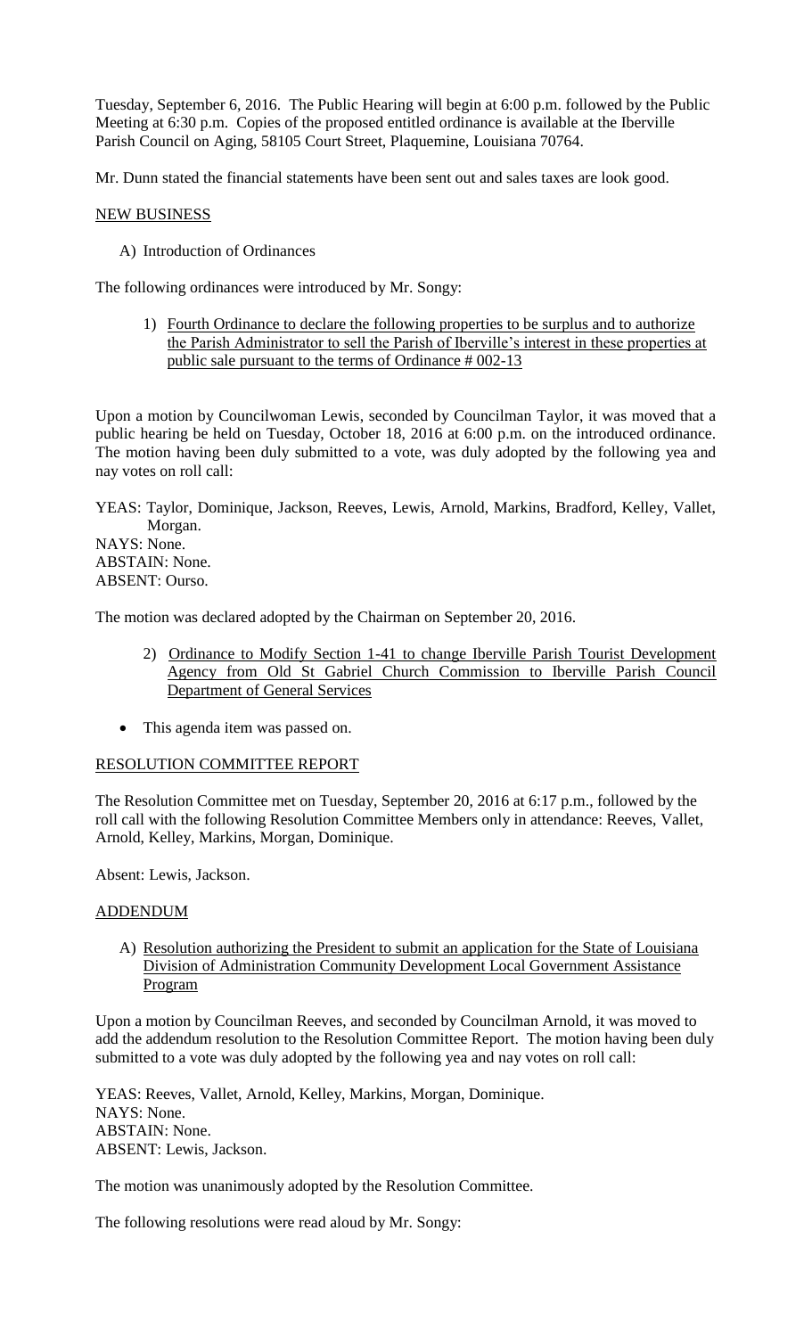Tuesday, September 6, 2016. The Public Hearing will begin at 6:00 p.m. followed by the Public Meeting at 6:30 p.m. Copies of the proposed entitled ordinance is available at the Iberville Parish Council on Aging, 58105 Court Street, Plaquemine, Louisiana 70764.

Mr. Dunn stated the financial statements have been sent out and sales taxes are look good.

## NEW BUSINESS

A) Introduction of Ordinances

The following ordinances were introduced by Mr. Songy:

1) Fourth Ordinance to declare the following properties to be surplus and to authorize the Parish Administrator to sell the Parish of Iberville's interest in these properties at public sale pursuant to the terms of Ordinance # 002-13

Upon a motion by Councilwoman Lewis, seconded by Councilman Taylor, it was moved that a public hearing be held on Tuesday, October 18, 2016 at 6:00 p.m. on the introduced ordinance. The motion having been duly submitted to a vote, was duly adopted by the following yea and nay votes on roll call:

YEAS: Taylor, Dominique, Jackson, Reeves, Lewis, Arnold, Markins, Bradford, Kelley, Vallet, Morgan.
NAYS: None.
ABSTAIN: None.
ABSENT: Ourso.

The motion was declared adopted by the Chairman on September 20, 2016.

2) Ordinance to Modify Section 1-41 to change Iberville Parish Tourist Development Agency from Old St Gabriel Church Commission to Iberville Parish Council Department of General Services

- This agenda item was passed on.

## RESOLUTION COMMITTEE REPORT

The Resolution Committee met on Tuesday, September 20, 2016 at 6:17 p.m., followed by the roll call with the following Resolution Committee Members only in attendance: Reeves, Vallet, Arnold, Kelley, Markins, Morgan, Dominique.

Absent: Lewis, Jackson.

## ADDENDUM

A) Resolution authorizing the President to submit an application for the State of Louisiana Division of Administration Community Development Local Government Assistance Program

Upon a motion by Councilman Reeves, and seconded by Councilman Arnold, it was moved to add the addendum resolution to the Resolution Committee Report. The motion having been duly submitted to a vote was duly adopted by the following yea and nay votes on roll call:

YEAS: Reeves, Vallet, Arnold, Kelley, Markins, Morgan, Dominique.
NAYS: None.
ABSTAIN: None.
ABSENT: Lewis, Jackson.

The motion was unanimously adopted by the Resolution Committee.

The following resolutions were read aloud by Mr. Songy: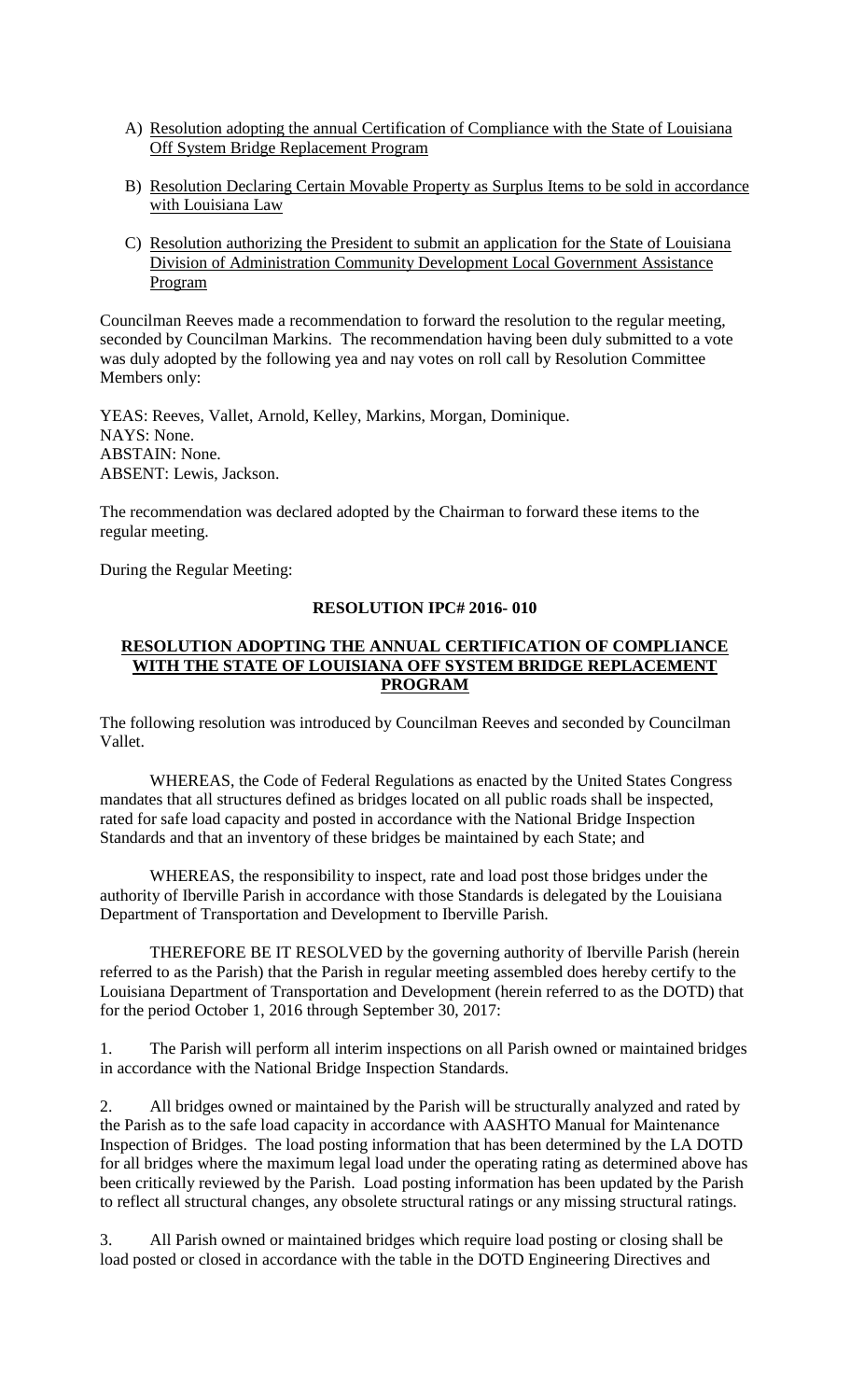A) <u>Resolution adopting the annual Certification of Compliance with the State of Louisiana Off System Bridge Replacement Program</u>

B) <u>Resolution Declaring Certain Movable Property as Surplus Items to be sold in accordance with Louisiana Law</u>

C) <u>Resolution authorizing the President to submit an application for the State of Louisiana Division of Administration Community Development Local Government Assistance Program</u>

Councilman Reeves made a recommendation to forward the resolution to the regular meeting, seconded by Councilman Markins. The recommendation having been duly submitted to a vote was duly adopted by the following yea and nay votes on roll call by Resolution Committee Members only:

YEAS: Reeves, Vallet, Arnold, Kelley, Markins, Morgan, Dominique.
NAYS: None.
ABSTAIN: None.
ABSENT: Lewis, Jackson.

The recommendation was declared adopted by the Chairman to forward these items to the regular meeting.

During the Regular Meeting:

**RESOLUTION IPC# 2016- 010**

**<u>RESOLUTION ADOPTING THE ANNUAL CERTIFICATION OF COMPLIANCE WITH THE STATE OF LOUISIANA OFF SYSTEM BRIDGE REPLACEMENT PROGRAM</u>**

The following resolution was introduced by Councilman Reeves and seconded by Councilman Vallet.

WHEREAS, the Code of Federal Regulations as enacted by the United States Congress mandates that all structures defined as bridges located on all public roads shall be inspected, rated for safe load capacity and posted in accordance with the National Bridge Inspection Standards and that an inventory of these bridges be maintained by each State; and

WHEREAS, the responsibility to inspect, rate and load post those bridges under the authority of Iberville Parish in accordance with those Standards is delegated by the Louisiana Department of Transportation and Development to Iberville Parish.

THEREFORE BE IT RESOLVED by the governing authority of Iberville Parish (herein referred to as the Parish) that the Parish in regular meeting assembled does hereby certify to the Louisiana Department of Transportation and Development (herein referred to as the DOTD) that for the period October 1, 2016 through September 30, 2017:

1. The Parish will perform all interim inspections on all Parish owned or maintained bridges in accordance with the National Bridge Inspection Standards.

2. All bridges owned or maintained by the Parish will be structurally analyzed and rated by the Parish as to the safe load capacity in accordance with AASHTO Manual for Maintenance Inspection of Bridges. The load posting information that has been determined by the LA DOTD for all bridges where the maximum legal load under the operating rating as determined above has been critically reviewed by the Parish. Load posting information has been updated by the Parish to reflect all structural changes, any obsolete structural ratings or any missing structural ratings.

3. All Parish owned or maintained bridges which require load posting or closing shall be load posted or closed in accordance with the table in the DOTD Engineering Directives and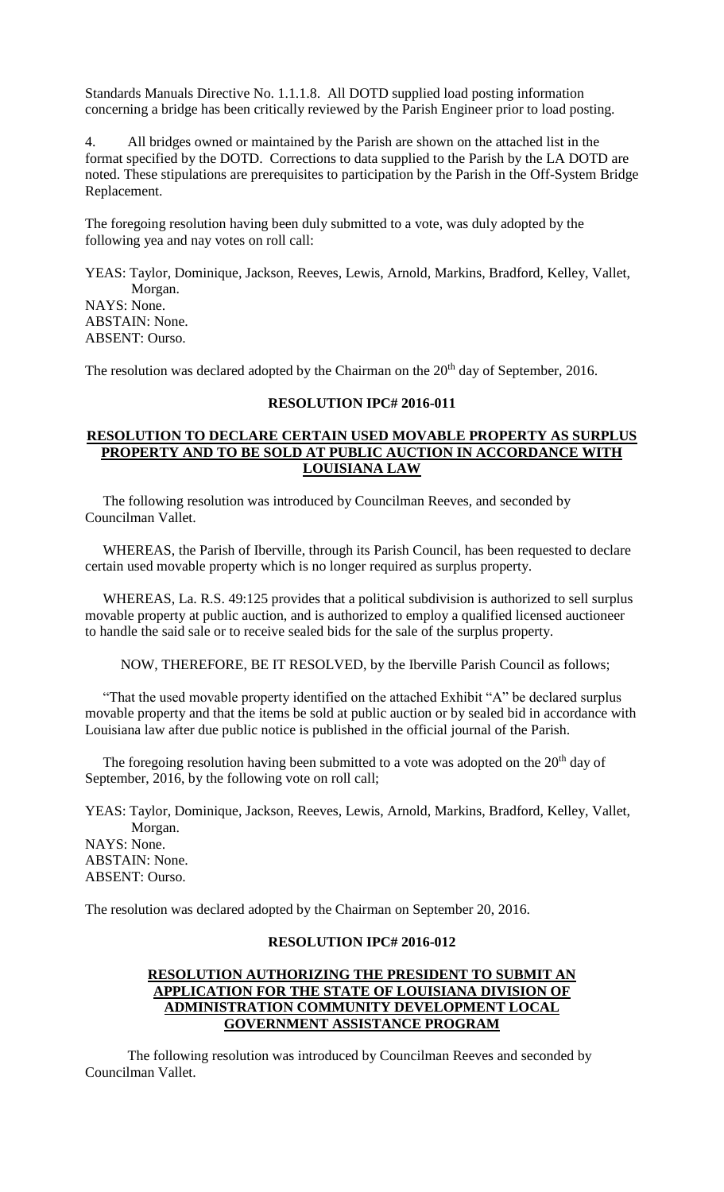Standards Manuals Directive No. 1.1.1.8. All DOTD supplied load posting information concerning a bridge has been critically reviewed by the Parish Engineer prior to load posting.

4. All bridges owned or maintained by the Parish are shown on the attached list in the format specified by the DOTD. Corrections to data supplied to the Parish by the LA DOTD are noted. These stipulations are prerequisites to participation by the Parish in the Off-System Bridge Replacement.

The foregoing resolution having been duly submitted to a vote, was duly adopted by the following yea and nay votes on roll call:

YEAS: Taylor, Dominique, Jackson, Reeves, Lewis, Arnold, Markins, Bradford, Kelley, Vallet, Morgan.
NAYS: None.
ABSTAIN: None.
ABSENT: Ourso.

The resolution was declared adopted by the Chairman on the 20th day of September, 2016.

**RESOLUTION IPC# 2016-011**

**RESOLUTION TO DECLARE CERTAIN USED MOVABLE PROPERTY AS SURPLUS PROPERTY AND TO BE SOLD AT PUBLIC AUCTION IN ACCORDANCE WITH LOUISIANA LAW**

The following resolution was introduced by Councilman Reeves, and seconded by Councilman Vallet.

WHEREAS, the Parish of Iberville, through its Parish Council, has been requested to declare certain used movable property which is no longer required as surplus property.

WHEREAS, La. R.S. 49:125 provides that a political subdivision is authorized to sell surplus movable property at public auction, and is authorized to employ a qualified licensed auctioneer to handle the said sale or to receive sealed bids for the sale of the surplus property.

NOW, THEREFORE, BE IT RESOLVED, by the Iberville Parish Council as follows;

"That the used movable property identified on the attached Exhibit "A" be declared surplus movable property and that the items be sold at public auction or by sealed bid in accordance with Louisiana law after due public notice is published in the official journal of the Parish.

The foregoing resolution having been submitted to a vote was adopted on the 20th day of September, 2016, by the following vote on roll call;

YEAS: Taylor, Dominique, Jackson, Reeves, Lewis, Arnold, Markins, Bradford, Kelley, Vallet, Morgan.
NAYS: None.
ABSTAIN: None.
ABSENT: Ourso.

The resolution was declared adopted by the Chairman on September 20, 2016.

**RESOLUTION IPC# 2016-012**

**RESOLUTION AUTHORIZING THE PRESIDENT TO SUBMIT AN APPLICATION FOR THE STATE OF LOUISIANA DIVISION OF ADMINISTRATION COMMUNITY DEVELOPMENT LOCAL GOVERNMENT ASSISTANCE PROGRAM**

The following resolution was introduced by Councilman Reeves and seconded by Councilman Vallet.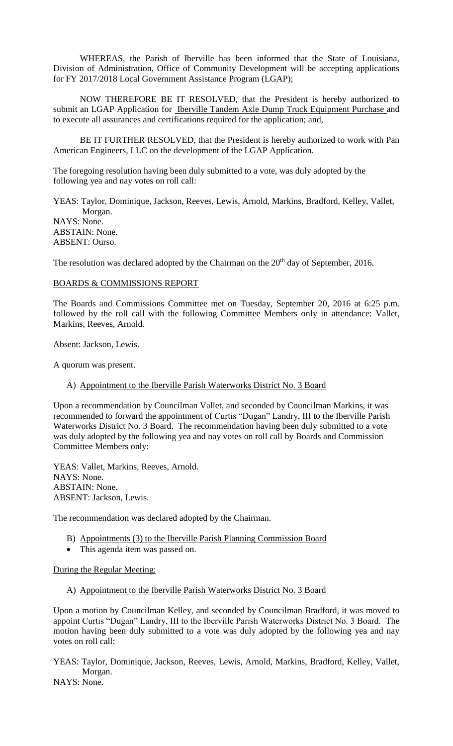WHEREAS, the Parish of Iberville has been informed that the State of Louisiana, Division of Administration, Office of Community Development will be accepting applications for FY 2017/2018 Local Government Assistance Program (LGAP);

NOW THEREFORE BE IT RESOLVED, that the President is hereby authorized to submit an LGAP Application for Iberville Tandem Axle Dump Truck Equipment Purchase and to execute all assurances and certifications required for the application; and,

BE IT FURTHER RESOLVED, that the President is hereby authorized to work with Pan American Engineers, LLC on the development of the LGAP Application.

The foregoing resolution having been duly submitted to a vote, was duly adopted by the following yea and nay votes on roll call:

YEAS: Taylor, Dominique, Jackson, Reeves, Lewis, Arnold, Markins, Bradford, Kelley, Vallet, Morgan.
NAYS: None.
ABSTAIN: None.
ABSENT: Ourso.

The resolution was declared adopted by the Chairman on the 20th day of September, 2016.

## BOARDS & COMMISSIONS REPORT

The Boards and Commissions Committee met on Tuesday, September 20, 2016 at 6:25 p.m. followed by the roll call with the following Committee Members only in attendance: Vallet, Markins, Reeves, Arnold.

Absent: Jackson, Lewis.

A quorum was present.

A) Appointment to the Iberville Parish Waterworks District No. 3 Board

Upon a recommendation by Councilman Vallet, and seconded by Councilman Markins, it was recommended to forward the appointment of Curtis "Dugan" Landry, III to the Iberville Parish Waterworks District No. 3 Board. The recommendation having been duly submitted to a vote was duly adopted by the following yea and nay votes on roll call by Boards and Commission Committee Members only:

YEAS: Vallet, Markins, Reeves, Arnold.
NAYS: None.
ABSTAIN: None.
ABSENT: Jackson, Lewis.

The recommendation was declared adopted by the Chairman.

B) Appointments (3) to the Iberville Parish Planning Commission Board

- This agenda item was passed on.

During the Regular Meeting:

A) Appointment to the Iberville Parish Waterworks District No. 3 Board

Upon a motion by Councilman Kelley, and seconded by Councilman Bradford, it was moved to appoint Curtis "Dugan" Landry, III to the Iberville Parish Waterworks District No. 3 Board. The motion having been duly submitted to a vote was duly adopted by the following yea and nay votes on roll call:

YEAS: Taylor, Dominique, Jackson, Reeves, Lewis, Arnold, Markins, Bradford, Kelley, Vallet, Morgan.
NAYS: None.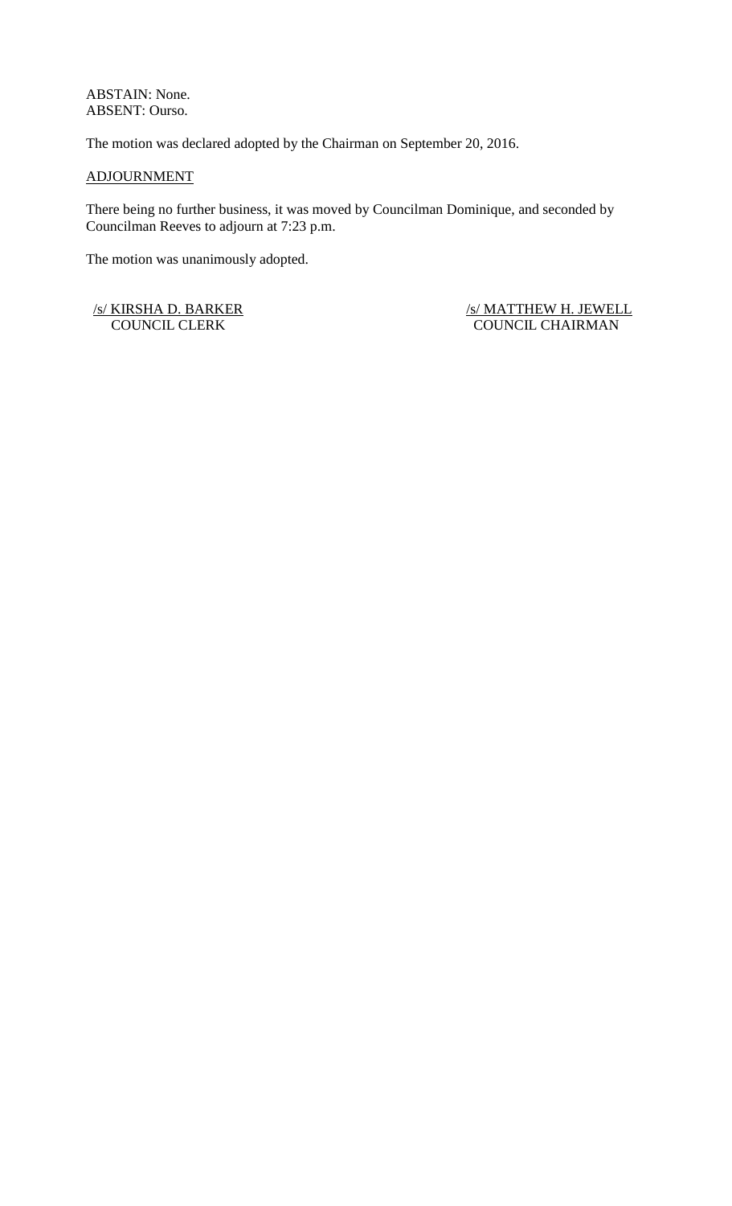ABSTAIN: None.
ABSENT: Ourso.

The motion was declared adopted by the Chairman on September 20, 2016.

ADJOURNMENT

There being no further business, it was moved by Councilman Dominique, and seconded by Councilman Reeves to adjourn at 7:23 p.m.

The motion was unanimously adopted.

/s/ KIRSHA D. BARKER
COUNCIL CLERK

/s/ MATTHEW H. JEWELL
COUNCIL CHAIRMAN